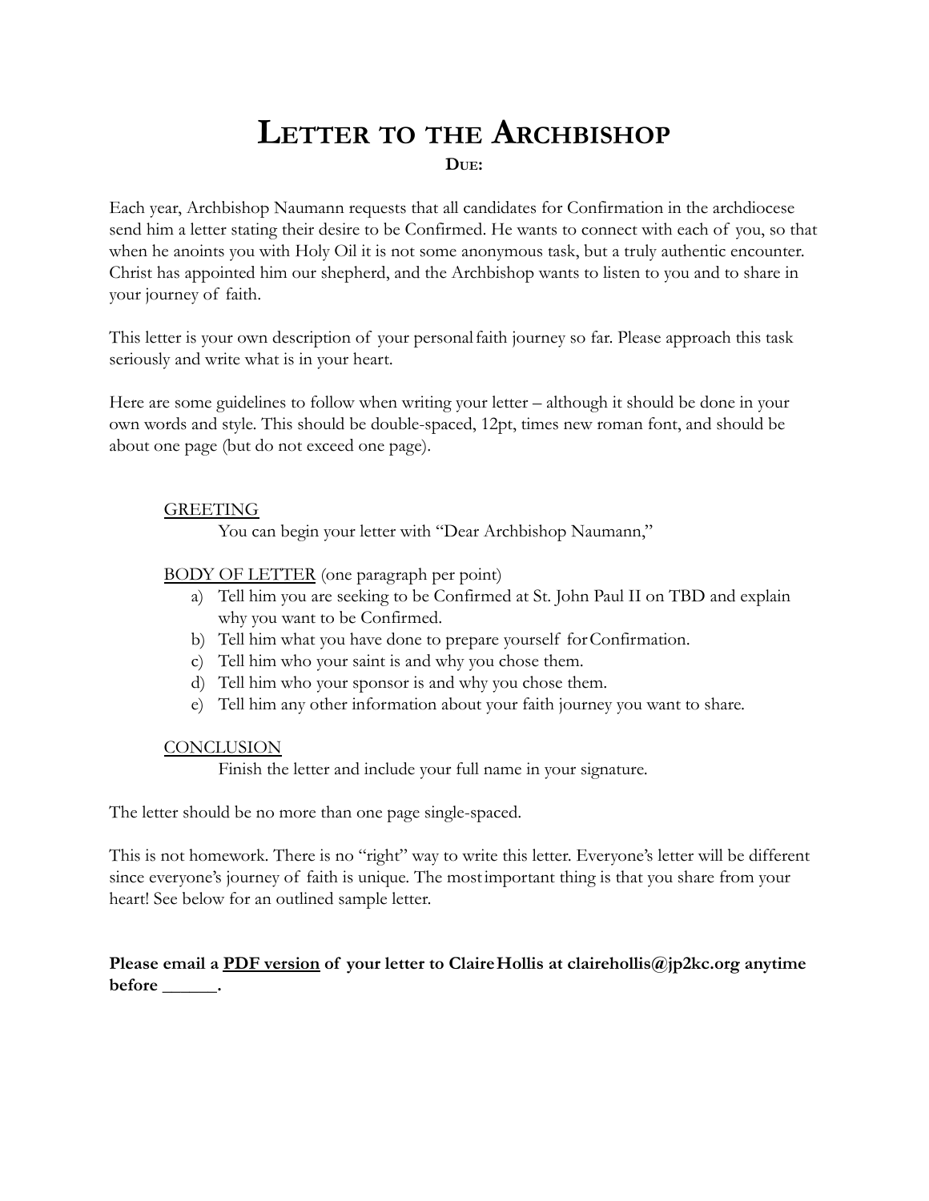# Letter to the Archbishop

**Due:**

Each year, Archbishop Naumann requests that all candidates for Confirmation in the archdiocese send him a letter stating their desire to be Confirmed. He wants to connect with each of you, so that when he anoints you with Holy Oil it is not some anonymous task, but a truly authentic encounter. Christ has appointed him our shepherd, and the Archbishop wants to listen to you and to share in your journey of faith.

This letter is your own description of your personal faith journey so far. Please approach this task seriously and write what is in your heart.

Here are some guidelines to follow when writing your letter – although it should be done in your own words and style. This should be double-spaced, 12pt, times new roman font, and should be about one page (but do not exceed one page).

<u>GREETING</u>

You can begin your letter with "Dear Archbishop Naumann,"

<u>BODY OF LETTER</u> (one paragraph per point)

a) Tell him you are seeking to be Confirmed at St. John Paul II on TBD and explain why you want to be Confirmed.
b) Tell him what you have done to prepare yourself for Confirmation.
c) Tell him who your saint is and why you chose them.
d) Tell him who your sponsor is and why you chose them.
e) Tell him any other information about your faith journey you want to share.

<u>CONCLUSION</u>

Finish the letter and include your full name in your signature.

The letter should be no more than one page single-spaced.

This is not homework. There is no "right" way to write this letter. Everyone's letter will be different since everyone's journey of faith is unique. The most important thing is that you share from your heart! See below for an outlined sample letter.

**Please email a <u>PDF version</u> of your letter to Claire Hollis at clairehollis@jp2kc.org anytime before ______.**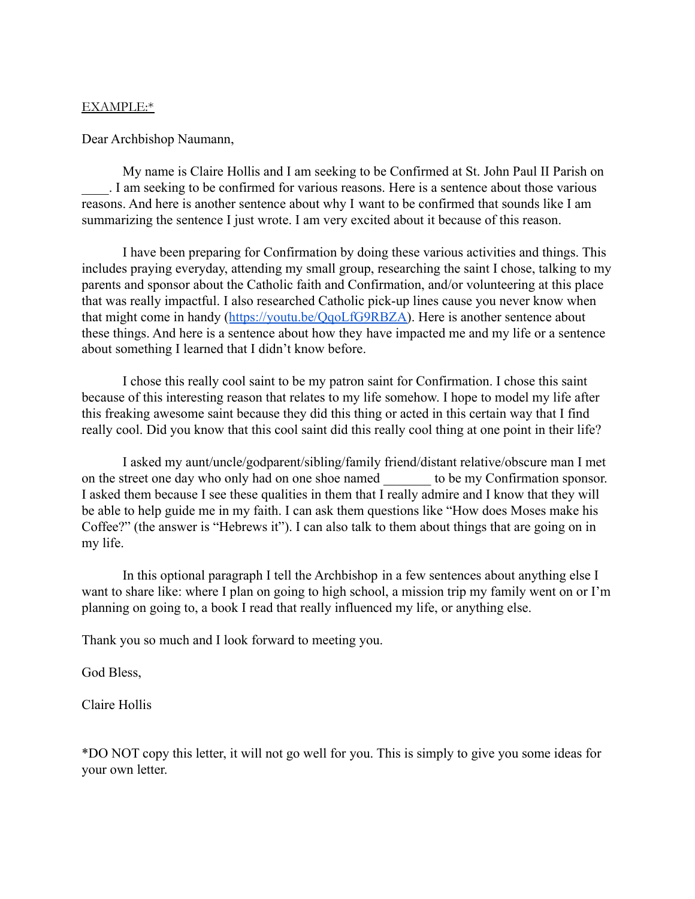EXAMPLE:*

Dear Archbishop Naumann,

My name is Claire Hollis and I am seeking to be Confirmed at St. John Paul II Parish on ____. I am seeking to be confirmed for various reasons. Here is a sentence about those various reasons. And here is another sentence about why I want to be confirmed that sounds like I am summarizing the sentence I just wrote. I am very excited about it because of this reason.

I have been preparing for Confirmation by doing these various activities and things. This includes praying everyday, attending my small group, researching the saint I chose, talking to my parents and sponsor about the Catholic faith and Confirmation, and/or volunteering at this place that was really impactful. I also researched Catholic pick-up lines cause you never know when that might come in handy ([https://youtu.be/QqoLfG9RBZA](https://youtu.be/QqoLfG9RBZA)). Here is another sentence about these things. And here is a sentence about how they have impacted me and my life or a sentence about something I learned that I didn't know before.

I chose this really cool saint to be my patron saint for Confirmation. I chose this saint because of this interesting reason that relates to my life somehow. I hope to model my life after this freaking awesome saint because they did this thing or acted in this certain way that I find really cool. Did you know that this cool saint did this really cool thing at one point in their life?

I asked my aunt/uncle/godparent/sibling/family friend/distant relative/obscure man I met on the street one day who only had on one shoe named _______ to be my Confirmation sponsor. I asked them because I see these qualities in them that I really admire and I know that they will be able to help guide me in my faith. I can ask them questions like "How does Moses make his Coffee?" (the answer is "Hebrews it"). I can also talk to them about things that are going on in my life.

In this optional paragraph I tell the Archbishop in a few sentences about anything else I want to share like: where I plan on going to high school, a mission trip my family went on or I'm planning on going to, a book I read that really influenced my life, or anything else.

Thank you so much and I look forward to meeting you.

God Bless,

Claire Hollis

*DO NOT copy this letter, it will not go well for you. This is simply to give you some ideas for your own letter.